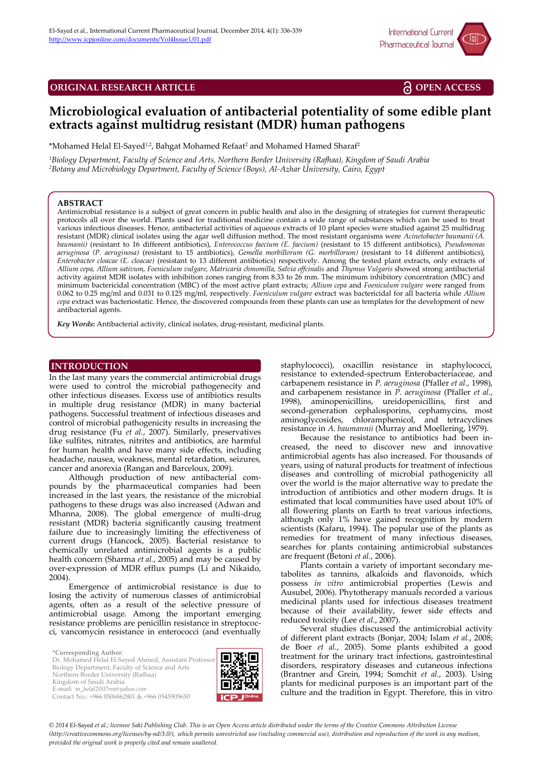ORIGINAL RESEARCH ARTICLE

OPEN ACCESS

# Microbiological evaluation of antibacterial potentiality of some edible plant extracts against multidrug resistant (MDR) human pathogens

*Mohamed Helal El-Sayed[1,2], Bahgat Mohamed Refaat[2] and Mohamed Hamed Sharaf[2]

[1]*Biology Department, Faculty of Science and Arts, Northern Border University (Rafhaa), Kingdom of Saudi Arabia*
[2]*Botany and Microbiology Department, Faculty of Science (Boys), Al-Azhar University, Cairo, Egypt*

## ABSTRACT

Antimicrobial resistance is a subject of great concern in public health and also in the designing of strategies for current therapeutic protocols all over the world. Plants used for traditional medicine contain a wide range of substances which can be used to treat various infectious diseases. Hence, antibacterial activities of aqueous extracts of 10 plant species were studied against 25 multidrug resistant (MDR) clinical isolates using the agar well diffusion method. The most resistant organisms were *Acinetobacter baumanii (A. baumanii)* (resistant to 16 different antibiotics), *Enterococcus faecium (E. faecium)* (resistant to 15 different antibiotics), *Pseudomonas aeruginosa (P. aeruginosa)* (resistant to 15 antibiotics), *Gemella morbillorum (G. morbillorum)* (resistant to 14 different antibiotics), *Enterobacter cloacae (E. cloacae)* (resistant to 13 different antibiotics) respectively. Among the tested plant extracts, only extracts of *Allium cepa, Allium sativum, Foeniculum vulgare, Matricaria chmomilla, Salvia offcinalis* and *Thymus Vulgaris* showed strong antibacterial activity against MDR isolates with inhibition zones ranging from 8.33 to 26 mm. The minimum inhibitory concentration (MIC) and minimum bactericidal concentration (MBC) of the most active plant extracts; *Allium cepa* and *Foeniculum vulgare* were ranged from 0.062 to 0.25 mg/ml and 0.031 to 0.125 mg/ml, respectively. *Foeniculum vulgare* extract was bactericidal for all bacteria while *Allium cepa* extract was bacteriostatic. Hence, the discovered compounds from these plants can use as templates for the development of new antibacterial agents.

***Key Words*:** Antibacterial activity, clinical isolates, drug-resistant, medicinal plants.

## INTRODUCTION

In the last many years the commercial antimicrobial drugs were used to control the microbial pathogenecity and other infectious diseases. Excess use of antibiotics results in multiple drug resistance (MDR) in many bacterial pathogens. Successful treatment of infectious diseases and control of microbial pathogenicity results in increasing the drug resistance (Fu *et al.*, 2007). Similarly, preservatives like sulfites, nitrates, nitrites and antibiotics, are harmful for human health and have many side effects, including headache, nausea, weakness, mental retardation, seizures, cancer and anorexia (Rangan and Barceloux, 2009).

Although production of new antibacterial compounds by the pharmaceutical companies had been increased in the last years, the resistance of the microbial pathogens to these drugs was also increased (Adwan and Mhanna, 2008). The global emergence of multi-drug resistant (MDR) bacteria significantly causing treatment failure due to increasingly limiting the effectiveness of current drugs (Hancock, 2005). Bacterial resistance to chemically unrelated antimicrobial agents is a public health concern (Sharma *et al.*, 2005) and may be caused by over-expression of MDR efflux pumps (Li and Nikaido, 2004).

Emergence of antimicrobial resistance is due to losing the activity of numerous classes of antimicrobial agents, often as a result of the selective pressure of antimicrobial usage. Among the important emerging resistance problems are penicillin resistance in streptococci, vancomycin resistance in enterococci (and eventually staphylococci), oxacillin resistance in staphylococci, resistance to extended-spectrum Enterobacteriaceae, and carbapenem resistance in *P. aeruginosa* (Pfaller *et al.*, 1998), and carbapenem resistance in *P. aeruginosa* (Pfaller *et al.*, 1998), aminopenicillins, ureidopenicillins, first and second-generation cephalosporins, cephamycins, most aminoglycosides, chloramphenicol, and tetracyclines resistance in *A. baumannii* (Murray and Moellering, 1979).

Because the resistance to antibiotics had been increased, the need to discover new and innovative antimicrobial agents has also increased. For thousands of years, using of natural products for treatment of infectious diseases and controlling of microbial pathogenicity all over the world is the major alternative way to predate the introduction of antibiotics and other modern drugs. It is estimated that local communities have used about 10% of all flowering plants on Earth to treat various infections, although only 1% have gained recognition by modern scientists (Kafaru, 1994). The popular use of the plants as remedies for treatment of many infectious diseases, searches for plants containing antimicrobial substances are frequent (Betoni *et al.*, 2006).

Plants contain a variety of important secondary metabolites as tannins, alkaloids and flavonoids, which possess *in vitro* antimicrobial properties (Lewis and Ausubel, 2006). Phytotherapy manuals recorded a various medicinal plants used for infectious diseases treatment because of their availability, fewer side effects and reduced toxicity (Lee *et al.*, 2007).

Several studies discussed the antimicrobial activity of different plant extracts (Bonjar, 2004; Islam *et al.*, 2008; de Boer *et al.*, 2005). Some plants exhibited a good treatment for the urinary tract infections, gastrointestinal disorders, respiratory diseases and cutaneous infections (Brantner and Grein, 1994; Somchit *et al.*, 2003). Using plants for medicinal purposes is an important part of the culture and the tradition in Egypt. Therefore, this in vitro

*Corresponding Author:
Dr. Mohamed Helal El-Sayed Ahmed, Assistant Professor
Biology Department, Faculty of Science and Arts
Northern Border University (Rafhaa)
Kingdom of Saudi Arabia
E-mail: *m_helal2007rm@yahoo.com*
Contact No.: +966 0506862801 & +966 0545905650

*© 2014 El-Sayed et al.; licensee Saki Publishing Club. This is an Open Access article distributed under the terms of the Creative Commons Attribution License (http://creativecommons.org/licenses/by-nd/3.0/), which permits unrestricted use (including commercial use), distribution and reproduction of the work in any medium, provided the original work is properly cited and remain unaltered.*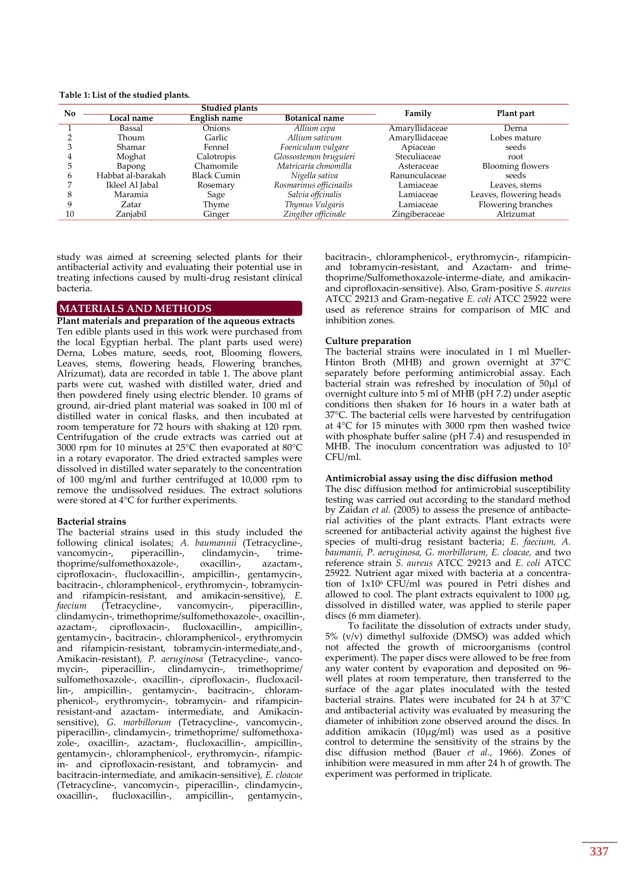**Table 1: List of the studied plants.**

| No | Studied plants | | | Family | Plant part |
|---|---|---|---|---|---|
| | Local name | English name | Botanical name | | |
| 1 | Bassal | Onions | *Allium cepa* | Amaryllidaceae | Derna |
| 2 | Thoum | Garlic | *Allium sativum* | Amaryllidaceae | Lobes mature |
| 3 | Shamar | Fennel | *Foeniculum vulgare* | Apiaceae | seeds |
| 4 | Moghat | Calotropis | *Glossostemon bruguieri* | Steculiaceae | root |
| 5 | Bapong | Chamomile | *Matricaria chmomilla* | Asteraceae | Blooming flowers |
| 6 | Habbat al-barakah | Black Cumin | *Nigella sativa* | Ranunculaceae | seeds |
| 7 | Ikleel Al Jabal | Rosemary | *Rosmarinus officinailis* | Lamiaceae | Leaves, stems |
| 8 | Maramia | Sage | *Salvia offcinalis* | Lamiaceae | Leaves, flowering heads |
| 9 | Zatar | Thyme | *Thymus Vulgaris* | Lamiaceae | Flowering branches |
| 10 | Zanjabil | Ginger | *Zingiber officinale* | Zingiberaceae | Alrizumat |

study was aimed at screening selected plants for their antibacterial activity and evaluating their potential use in treating infections caused by multi-drug resistant clinical bacteria.

## MATERIALS AND METHODS

### Plant materials and preparation of the aqueous extracts

Ten edible plants used in this work were purchased from the local Egyptian herbal. The plant parts used were) Derna, Lobes mature, seeds, root, Blooming flowers, Leaves, stems, flowering heads, Flowering branches, Alrizumat), data are recorded in table 1. The above plant parts were cut, washed with distilled water, dried and then powdered finely using electric blender. 10 grams of ground, air-dried plant material was soaked in 100 ml of distilled water in conical flasks, and then incubated at room temperature for 72 hours with shaking at 120 rpm. Centrifugation of the crude extracts was carried out at 3000 rpm for 10 minutes at 25°C then evaporated at 80°C in a rotary evaporator. The dried extracted samples were dissolved in distilled water separately to the concentration of 100 mg/ml and further centrifuged at 10,000 rpm to remove the undissolved residues. The extract solutions were stored at 4°C for further experiments.

### Bacterial strains

The bacterial strains used in this study included the following clinical isolates; *A. baumannii* (Tetracycline-, vancomycin-, piperacillin-, clindamycin-, trimethoprime/sulfomethoxazole-, oxacillin-, azactam-, ciprofloxacin-, flucloxacillin-, ampicillin-, gentamycin-, bacitracin-, chloramphenicol-, erythromycin-, tobramycin- and rifampicin-resistant, and amikacin-sensitive), *E. faecium* (Tetracycline-, vancomycin-, piperacillin-, clindamycin-, trimethoprime/sulfomethoxazole-, oxacillin-, azactam-, ciprofloxacin-, flucloxacillin-, ampicillin-, gentamycin-, bacitracin-, chloramphenicol-, erythromycin and rifampicin-resistant, tobramycin-intermediate,and-, Amikacin-resistant), *P. aeruginosa* (Tetracycline-, vancomycin-, piperacillin-, clindamycin-, trimethoprime/sulfomethoxazole-, oxacillin-, ciprofloxacin-, flucloxacillin-, ampicillin-, gentamycin-, bacitracin-, chloramphenicol-, erythromycin-, tobramycin- and rifampicin-resistant-and azactam- intermediate, and Amikacin-sensitive), *G. morbillorum* (Tetracycline-, vancomycin-, piperacillin-, clindamycin-, trimethoprime/ sulfomethoxazole-, oxacillin-, azactam-, flucloxacillin-, ampicillin-, gentamycin-, chloramphenicol-, erythromycin-, rifampicin- and ciprofloxacin-resistant, and tobramycin- and bacitracin-intermediate, and amikacin-sensitive), *E. cloacae* (Tetracycline-, vancomycin-, piperacillin-, clindamycin-, oxacillin-, flucloxacillin-, ampicillin-, gentamycin-, bacitracin-, chloramphenicol-, erythromycin-, rifampicin- and tobramycin-resistant, and Azactam- and trimethoprime/Sulfomethoxazole-interme-diate, and amikacin- and ciprofloxacin-sensitive). Also, Gram-positive *S. aureus* ATCC 29213 and Gram-negative *E. coli* ATCC 25922 were used as reference strains for comparison of MIC and inhibition zones.

### Culture preparation

The bacterial strains were inoculated in 1 ml Mueller-Hinton Broth (MHB) and grown overnight at 37°C separately before performing antimicrobial assay. Each bacterial strain was refreshed by inoculation of 50µl of overnight culture into 5 ml of MHB (pH 7.2) under aseptic conditions then shaken for 16 hours in a water bath at 37°C. The bacterial cells were harvested by centrifugation at 4°C for 15 minutes with 3000 rpm then washed twice with phosphate buffer saline (pH 7.4) and resuspended in MHB. The inoculum concentration was adjusted to $10^7$ CFU/ml.

### Antimicrobial assay using the disc diffusion method

The disc diffusion method for antimicrobial susceptibility testing was carried out according to the standard method by Zaidan *et al.* (2005) to assess the presence of antibacterial activities of the plant extracts. Plant extracts were screened for antibacterial activity against the highest five species of multi-drug resistant bacteria; *E. faecium, A. baumanii, P. aeruginosa, G. morbillorum, E. cloacae,* and two reference strain *S. aureus* ATCC 29213 and *E. coli* ATCC 25922. Nutrient agar mixed with bacteria at a concentration of $1 \times 10^6$ CFU/ml was poured in Petri dishes and allowed to cool. The plant extracts equivalent to 1000 µg, dissolved in distilled water, was applied to sterile paper discs (6 mm diameter).

To facilitate the dissolution of extracts under study, 5% (v/v) dimethyl sulfoxide (DMSO) was added which not affected the growth of microorganisms (control experiment). The paper discs were allowed to be free from any water content by evaporation and deposited on 96-well plates at room temperature, then transferred to the surface of the agar plates inoculated with the tested bacterial strains. Plates were incubated for 24 h at 37°C and antibacterial activity was evaluated by measuring the diameter of inhibition zone observed around the discs. In addition amikacin (10µg/ml) was used as a positive control to determine the sensitivity of the strains by the disc diffusion method (Bauer *et al.*, 1966). Zones of inhibition were measured in mm after 24 h of growth. The experiment was performed in triplicate.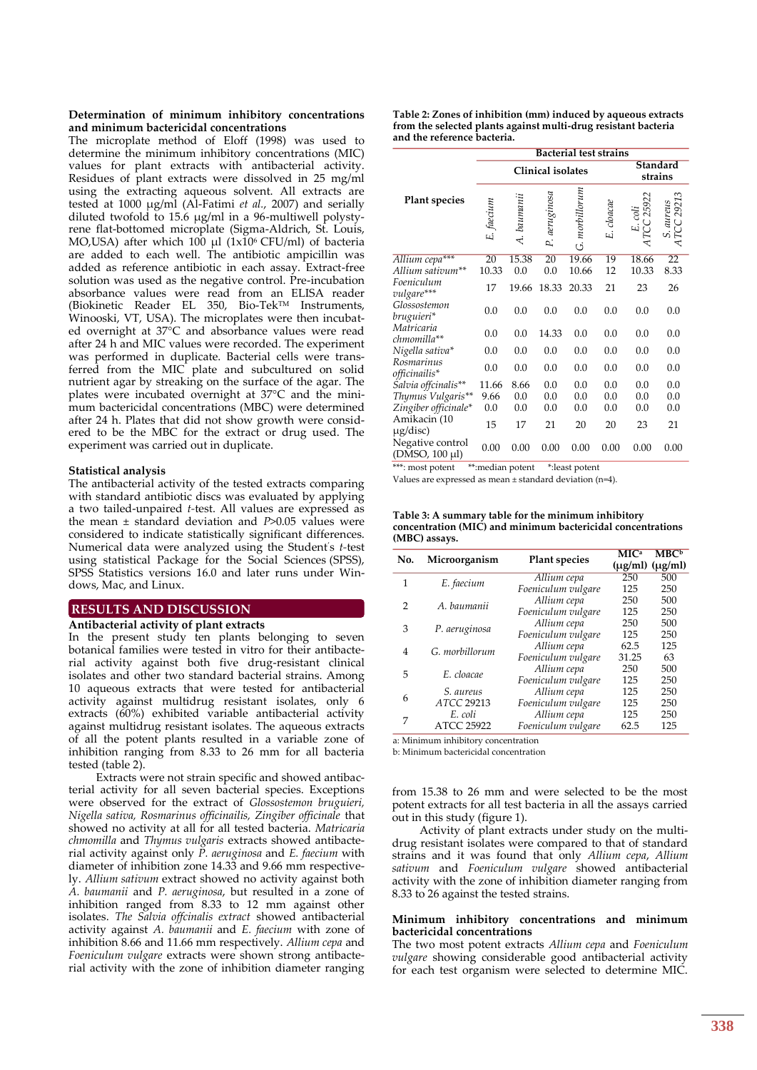### Determination of minimum inhibitory concentrations and minimum bactericidal concentrations

The microplate method of Eloff (1998) was used to determine the minimum inhibitory concentrations (MIC) values for plant extracts with antibacterial activity. Residues of plant extracts were dissolved in 25 mg/ml using the extracting aqueous solvent. All extracts are tested at 1000 µg/ml (Al-Fatimi *et al.*, 2007) and serially diluted twofold to 15.6 µg/ml in a 96-multiwell polystyrene flat-bottomed microplate (Sigma-Aldrich, St. Louis, MO,USA) after which 100 µl ($1x10^6$ CFU/ml) of bacteria are added to each well. The antibiotic ampicillin was added as reference antibiotic in each assay. Extract-free solution was used as the negative control. Pre-incubation absorbance values were read from an ELISA reader (Biokinetic Reader EL 350, Bio-Tek™ Instruments, Winooski, VT, USA). The microplates were then incubated overnight at 37°C and absorbance values were read after 24 h and MIC values were recorded. The experiment was performed in duplicate. Bacterial cells were transferred from the MIC plate and subcultured on solid nutrient agar by streaking on the surface of the agar. The plates were incubated overnight at 37°C and the minimum bactericidal concentrations (MBC) were determined after 24 h. Plates that did not show growth were considered to be the MBC for the extract or drug used. The experiment was carried out in duplicate.

### Statistical analysis

The antibacterial activity of the tested extracts comparing with standard antibiotic discs was evaluated by applying a two tailed-unpaired *t*-test. All values are expressed as the mean ± standard deviation and *P*>0.05 values were considered to indicate statistically significant differences. Numerical data were analyzed using the Student's *t*-test using statistical Package for the Social Sciences (SPSS), SPSS Statistics versions 16.0 and later runs under Windows, Mac, and Linux.

## RESULTS AND DISCUSSION

### Antibacterial activity of plant extracts

In the present study ten plants belonging to seven botanical families were tested in vitro for their antibacterial activity against both five drug-resistant clinical isolates and other two standard bacterial strains. Among 10 aqueous extracts that were tested for antibacterial activity against multidrug resistant isolates, only 6 extracts (60%) exhibited variable antibacterial activity against multidrug resistant isolates. The aqueous extracts of all the potent plants resulted in a variable zone of inhibition ranging from 8.33 to 26 mm for all bacteria tested (table 2).

Extracts were not strain specific and showed antibacterial activity for all seven bacterial species. Exceptions were observed for the extract of *Glossostemon bruguieri, Nigella sativa, Rosmarinus officinailis, Zingiber officinale* that showed no activity at all for all tested bacteria. *Matricaria chmomilla* and *Thymus vulgaris* extracts showed antibacterial activity against only *P. aeruginosa* and *E. faecium* with diameter of inhibition zone 14.33 and 9.66 mm respectively. *Allium sativum* extract showed no activity against both *A. baumanii* and *P. aeruginosa*, but resulted in a zone of inhibition ranged from 8.33 to 12 mm against other isolates. *The Salvia offcinalis extract* showed antibacterial activity against *A. baumanii* and *E. faecium* with zone of inhibition 8.66 and 11.66 mm respectively. *Allium cepa* and *Foeniculum vulgare* extracts were shown strong antibacterial activity with the zone of inhibition diameter ranging from 15.38 to 26 mm and were selected to be the most potent extracts for all test bacteria in all the assays carried out in this study (figure 1).

Activity of plant extracts under study on the multidrug resistant isolates were compared to that of standard strains and it was found that only *Allium cepa*, *Allium sativum* and *Foeniculum vulgare* showed antibacterial activity with the zone of inhibition diameter ranging from 8.33 to 26 against the tested strains.

**Table 2: Zones of inhibition (mm) induced by aqueous extracts from the selected plants against multi-drug resistant bacteria and the reference bacteria.**

| Plant species | Bacterial test strains | | | | | | |
|---|---|---|---|---|---|---|---|
| | Clinical isolates | | | | | Standard strains | |
| | *E. faecium* | *A. baumanii* | *P. aeruginosa* | *G. morbillorum* | *E. cloacae* | *E. coli* ATCC 25922 | *S. aureus* ATCC 29213 |
| *Allium cepa**** | 20 | 15.38 | 20 | 19.66 | 19 | 18.66 | 22 |
| *Allium sativum*** | 10.33 | 0.0 | 0.0 | 10.66 | 12 | 10.33 | 8.33 |
| *Foeniculum vulgare**** | 17 | 19.66 | 18.33 | 20.33 | 21 | 23 | 26 |
| *Glossostemon bruguieri** | 0.0 | 0.0 | 0.0 | 0.0 | 0.0 | 0.0 | 0.0 |
| *Matricaria chmomilla*** | 0.0 | 0.0 | 14.33 | 0.0 | 0.0 | 0.0 | 0.0 |
| *Nigella sativa** | 0.0 | 0.0 | 0.0 | 0.0 | 0.0 | 0.0 | 0.0 |
| *Rosmarinus officinailis** | 0.0 | 0.0 | 0.0 | 0.0 | 0.0 | 0.0 | 0.0 |
| *Salvia offcinalis*** | 11.66 | 8.66 | 0.0 | 0.0 | 0.0 | 0.0 | 0.0 |
| *Thymus Vulgaris*** | 9.66 | 0.0 | 0.0 | 0.0 | 0.0 | 0.0 | 0.0 |
| *Zingiber officinale** | 0.0 | 0.0 | 0.0 | 0.0 | 0.0 | 0.0 | 0.0 |
| Amikacin (10 µg/disc) | 15 | 17 | 21 | 20 | 20 | 23 | 21 |
| Negative control (DMSO, 100 µl) | 0.00 | 0.00 | 0.00 | 0.00 | 0.00 | 0.00 | 0.00 |

***: most potent **:median potent *:least potent

Values are expressed as mean ± standard deviation (n=4).

**Table 3: A summary table for the minimum inhibitory concentration (MIC) and minimum bactericidal concentrations (MBC) assays.**

| No. | Microorganism | Plant species | MIC[a] (µg/ml) | MBC[b] (µg/ml) |
|---|---|---|---|---|
| 1 | *E. faecium* | *Allium cepa* | 250 | 500 |
| | | *Foeniculum vulgare* | 125 | 250 |
| 2 | *A. baumanii* | *Allium cepa* | 250 | 500 |
| | | *Foeniculum vulgare* | 125 | 250 |
| 3 | *P. aeruginosa* | *Allium cepa* | 250 | 500 |
| | | *Foeniculum vulgare* | 125 | 250 |
| 4 | *G. morbillorum* | *Allium cepa* | 62.5 | 125 |
| | | *Foeniculum vulgare* | 31.25 | 63 |
| 5 | *E. cloacae* | *Allium cepa* | 250 | 500 |
| | | *Foeniculum vulgare* | 125 | 250 |
| 6 | *S. aureus* ATCC 29213 | *Allium cepa* | 125 | 250 |
| | | *Foeniculum vulgare* | 125 | 250 |
| 7 | *E. coli* ATCC 25922 | *Allium cepa* | 125 | 250 |
| | | *Foeniculum vulgare* | 62.5 | 125 |

a: Minimum inhibitory concentration

b: Minimum bactericidal concentration

### Minimum inhibitory concentrations and minimum bactericidal concentrations

The two most potent extracts *Allium cepa* and *Foeniculum vulgare* showing considerable good antibacterial activity for each test organism were selected to determine MIC.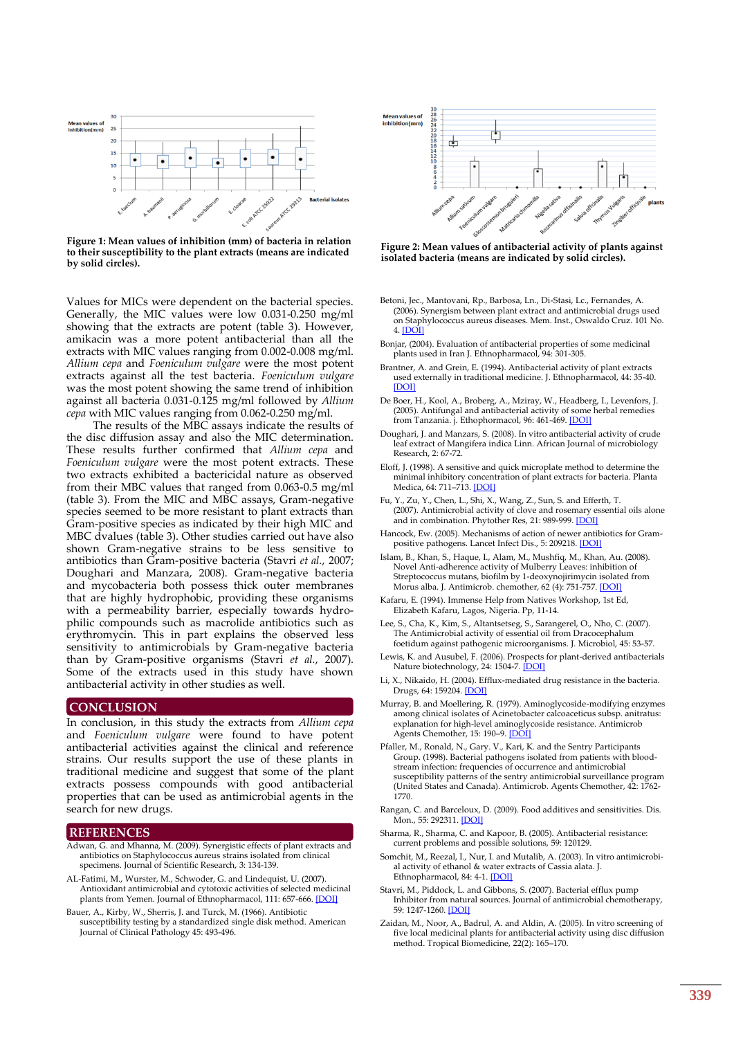Mean values of inhibition(mm)

30
25
20
15
10
5
0

E. faecium
A. baumanii
P. aeruginosa
G. morbillorum
E. cloacae
E. coli ATCC 25922
S. aureus ATCC 29213

Bacterial isolates

**Figure 1: Mean values of inhibition (mm) of bacteria in relation to their susceptibility to the plant extracts (means are indicated by solid circles).**

Mean values of inhibition(mm)

30
28
26
24
22
20
18
16
14
12
10
8
6
4
2
0

Allium cepa
Allium sativum
Foeniculum vulgare
Glossostemon bruguieri
Matricaria chmomilla
Nigella sativa
Rosmarinus officinalis
Salvia offcinalis
Thymus Vulgaris
Zingiber officinale

plants

**Figure 2: Mean values of antibacterial activity of plants against isolated bacteria (means are indicated by solid circles).**

Values for MICs were dependent on the bacterial species. Generally, the MIC values were low 0.031-0.250 mg/ml showing that the extracts are potent (table 3). However, amikacin was a more potent antibacterial than all the extracts with MIC values ranging from 0.002-0.008 mg/ml. *Allium cepa* and *Foeniculum vulgare* were the most potent extracts against all the test bacteria. *Foeniculum vulgare* was the most potent showing the same trend of inhibition against all bacteria 0.031-0.125 mg/ml followed by *Allium cepa* with MIC values ranging from 0.062-0.250 mg/ml.

The results of the MBC assays indicate the results of the disc diffusion assay and also the MIC determination. These results further confirmed that *Allium cepa* and *Foeniculum vulgare* were the most potent extracts. These two extracts exhibited a bactericidal nature as observed from their MBC values that ranged from 0.063-0.5 mg/ml (table 3). From the MIC and MBC assays, Gram-negative species seemed to be more resistant to plant extracts than Gram-positive species as indicated by their high MIC and MBC dvalues (table 3). Other studies carried out have also shown Gram-negative strains to be less sensitive to antibiotics than Gram-positive bacteria (Stavri *et al.*, 2007; Doughari and Manzara, 2008). Gram-negative bacteria and mycobacteria both possess thick outer membranes that are highly hydrophobic, providing these organisms with a permeability barrier, especially towards hydrophilic compounds such as macrolide antibiotics such as erythromycin. This in part explains the observed less sensitivity to antimicrobials by Gram-negative bacteria than by Gram-positive organisms (Stavri *et al.*, 2007). Some of the extracts used in this study have shown antibacterial activity in other studies as well.

## CONCLUSION

In conclusion, in this study the extracts from *Allium cepa* and *Foeniculum vulgare* were found to have potent antibacterial activities against the clinical and reference strains. Our results support the use of these plants in traditional medicine and suggest that some of the plant extracts possess compounds with good antibacterial properties that can be used as antimicrobial agents in the search for new drugs.

## REFERENCES

Adwan, G. and Mhanna, M. (2009). Synergistic effects of plant extracts and antibiotics on Staphylococcus aureus strains isolated from clinical specimens. Journal of Scientific Research, 3: 134-139.

AL-Fatimi, M., Wurster, M., Schwoder, G. and Lindequist, U. (2007). Antioxidant antimicrobial and cytotoxic activities of selected medicinal plants from Yemen. Journal of Ethnopharmacol, 111: 657-666. [DOI]

Bauer, A., Kirby, W., Sherris, J. and Turck, M. (1966). Antibiotic susceptibility testing by a standardized single disk method. American Journal of Clinical Pathology 45: 493-496.

Betoni, Jec., Mantovani, Rp., Barbosa, Ln., Di-Stasi, Lc., Fernandes, A. (2006). Synergism between plant extract and antimicrobial drugs used on Staphylococcus aureus diseases. Mem. Inst., Oswaldo Cruz. 101 No. 4. [DOI]

Bonjar, (2004). Evaluation of antibacterial properties of some medicinal plants used in Iran J. Ethnopharmacol, 94: 301-305.

Brantner, A. and Grein, E. (1994). Antibacterial activity of plant extracts used externally in traditional medicine. J. Ethnopharmacol, 44: 35-40. [DOI]

De Boer, H., Kool, A., Broberg, A., Mziray, W., Headberg, I., Levenfors, J. (2005). Antifungal and antibacterial activity of some herbal remedies from Tanzania. j. Ethophormacol, 96: 461-469. [DOI]

Doughari, J. and Manzars, S. (2008). In vitro antibacterial activity of crude leaf extract of Mangifera indica Linn. African Journal of microbiology Research, 2: 67-72.

Eloff, J. (1998). A sensitive and quick microplate method to determine the minimal inhibitory concentration of plant extracts for bacteria. Planta Medica, 64: 711–713. [DOI]

Fu, Y., Zu, Y., Chen, L., Shi, X., Wang, Z., Sun, S. and Efferth, T. (2007). Antimicrobial activity of clove and rosemary essential oils alone and in combination. Phytother Res, 21: 989-999. [DOI]

Hancock, Ew. (2005). Mechanisms of action of newer antibiotics for Gram-positive pathogens. Lancet Infect Dis., 5: 209218. [DOI]

Islam, B., Khan, S., Haque, I., Alam, M., Mushfiq, M., Khan, Au. (2008). Novel Anti-adherence activity of Mulberry Leaves: inhibition of Streptococcus mutans, biofilm by 1-deoxynojirimycin isolated from Morus alba. J. Antimicrob. chemother, 62 (4): 751-757. [DOI]

Kafaru, E. (1994). Immense Help from Natives Workshop, 1st Ed, Elizabeth Kafaru, Lagos, Nigeria. Pp, 11-14.

Lee, S., Cha, K., Kim, S., Altantsetseg, S., Sarangerel, O., Nho, C. (2007). The Antimicrobial activity of essential oil from Dracocephalum foetidum against pathogenic microorganisms. J. Microbiol, 45: 53-57.

Lewis, K. and Ausubel, F. (2006). Prospects for plant-derived antibacterials Nature biotechnology, 24: 1504-7. [DOI]

Li, X., Nikaido, H. (2004). Efflux-mediated drug resistance in the bacteria. Drugs, 64: 159204. [DOI]

Murray, B. and Moellering, R. (1979). Aminoglycoside-modifying enzymes among clinical isolates of Acinetobacter calcoaceticus subsp. anitratus: explanation for high-level aminoglycoside resistance. Antimicrob Agents Chemother, 15: 190–9. [DOI]

Pfaller, M., Ronald, N., Gary. V., Kari, K. and the Sentry Participants Group. (1998). Bacterial pathogens isolated from patients with blood-stream infection: frequencies of occurrence and antimicrobial susceptibility patterns of the sentry antimicrobial surveillance program (United States and Canada). Antimicrob. Agents Chemother, 42: 1762-1770.

Rangan, C. and Barceloux, D. (2009). Food additives and sensitivities. Dis. Mon., 55: 292311. [DOI]

Sharma, R., Sharma, C. and Kapoor, B. (2005). Antibacterial resistance: current problems and possible solutions, 59: 120129.

Somchit, M., Reezal, I., Nur, I. and Mutalib, A. (2003). In vitro antimicrobial activity of ethanol & water extracts of Cassia alata. J. Ethnopharmacol, 84: 4-1. [DOI]

Stavri, M., Piddock, L. and Gibbons, S. (2007). Bacterial efflux pump Inhibitor from natural sources. Journal of antimicrobial chemotherapy, 59: 1247-1260. [DOI]

Zaidan, M., Noor, A., Badrul, A. and Aldin, A. (2005). In vitro screening of five local medicinal plants for antibacterial activity using disc diffusion method. Tropical Biomedicine, 22(2): 165–170.